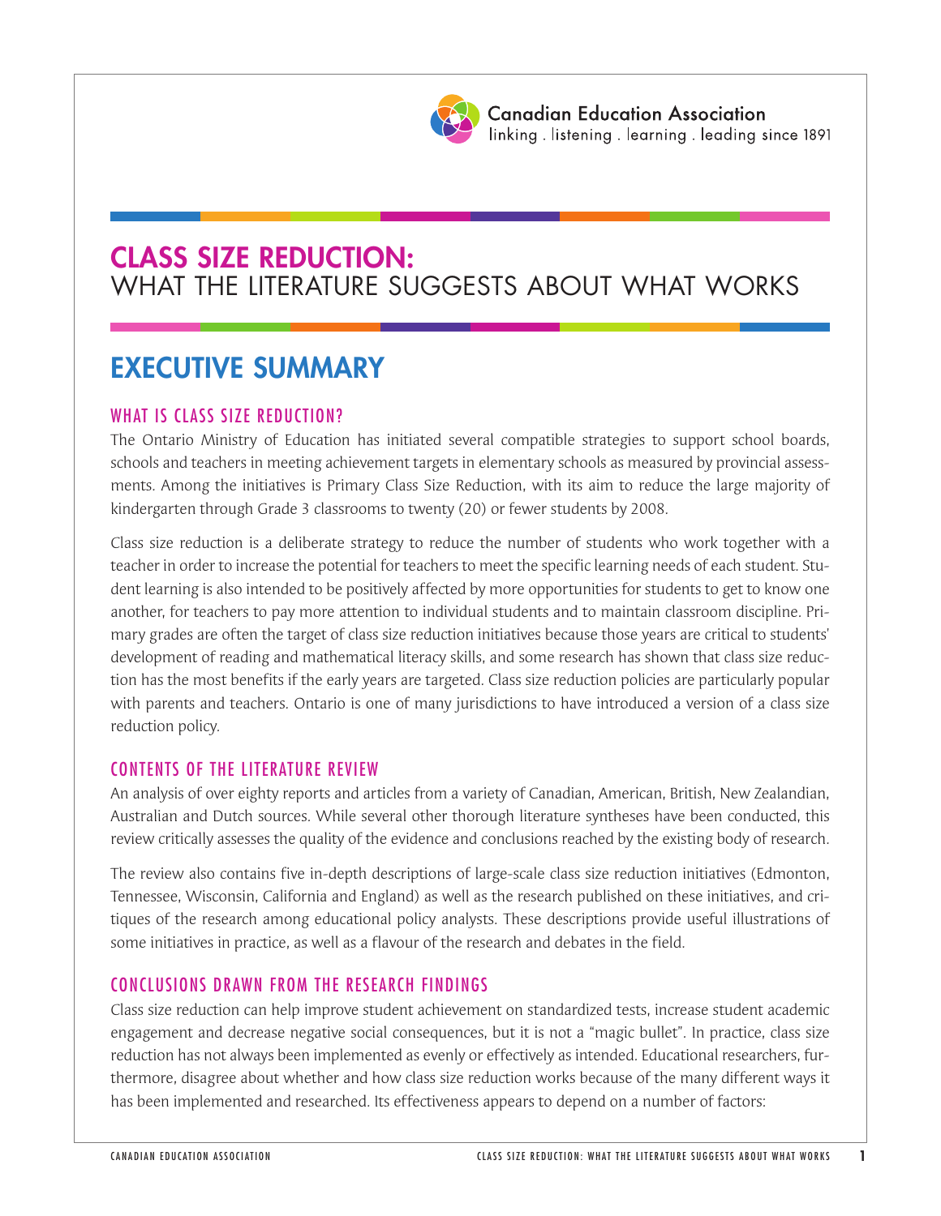Canadian Education Association

linking . listening . learning . leading since 1891

# CLASS SIZE REDUCTION: WHAT THE LITERATURE SUGGESTS ABOUT WHAT WORKS

## EXECUTIVE SUMMARY

### WHAT IS CLASS SIZE REDUCTION?

The Ontario Ministry of Education has initiated several compatible strategies to support school boards, schools and teachers in meeting achievement targets in elementary schools as measured by provincial assessments. Among the initiatives is Primary Class Size Reduction, with its aim to reduce the large majority of kindergarten through Grade 3 classrooms to twenty (20) or fewer students by 2008.

Class size reduction is a deliberate strategy to reduce the number of students who work together with a teacher in order to increase the potential for teachers to meet the specific learning needs of each student. Student learning is also intended to be positively affected by more opportunities for students to get to know one another, for teachers to pay more attention to individual students and to maintain classroom discipline. Primary grades are often the target of class size reduction initiatives because those years are critical to students' development of reading and mathematical literacy skills, and some research has shown that class size reduction has the most benefits if the early years are targeted. Class size reduction policies are particularly popular with parents and teachers. Ontario is one of many jurisdictions to have introduced a version of a class size reduction policy.

### CONTENTS OF THE LITERATURE REVIEW

An analysis of over eighty reports and articles from a variety of Canadian, American, British, New Zealandian, Australian and Dutch sources. While several other thorough literature syntheses have been conducted, this review critically assesses the quality of the evidence and conclusions reached by the existing body of research.

The review also contains five in-depth descriptions of large-scale class size reduction initiatives (Edmonton, Tennessee, Wisconsin, California and England) as well as the research published on these initiatives, and critiques of the research among educational policy analysts. These descriptions provide useful illustrations of some initiatives in practice, as well as a flavour of the research and debates in the field.

### CONCLUSIONS DRAWN FROM THE RESEARCH FINDINGS

Class size reduction can help improve student achievement on standardized tests, increase student academic engagement and decrease negative social consequences, but it is not a "magic bullet". In practice, class size reduction has not always been implemented as evenly or effectively as intended. Educational researchers, furthermore, disagree about whether and how class size reduction works because of the many different ways it has been implemented and researched. Its effectiveness appears to depend on a number of factors: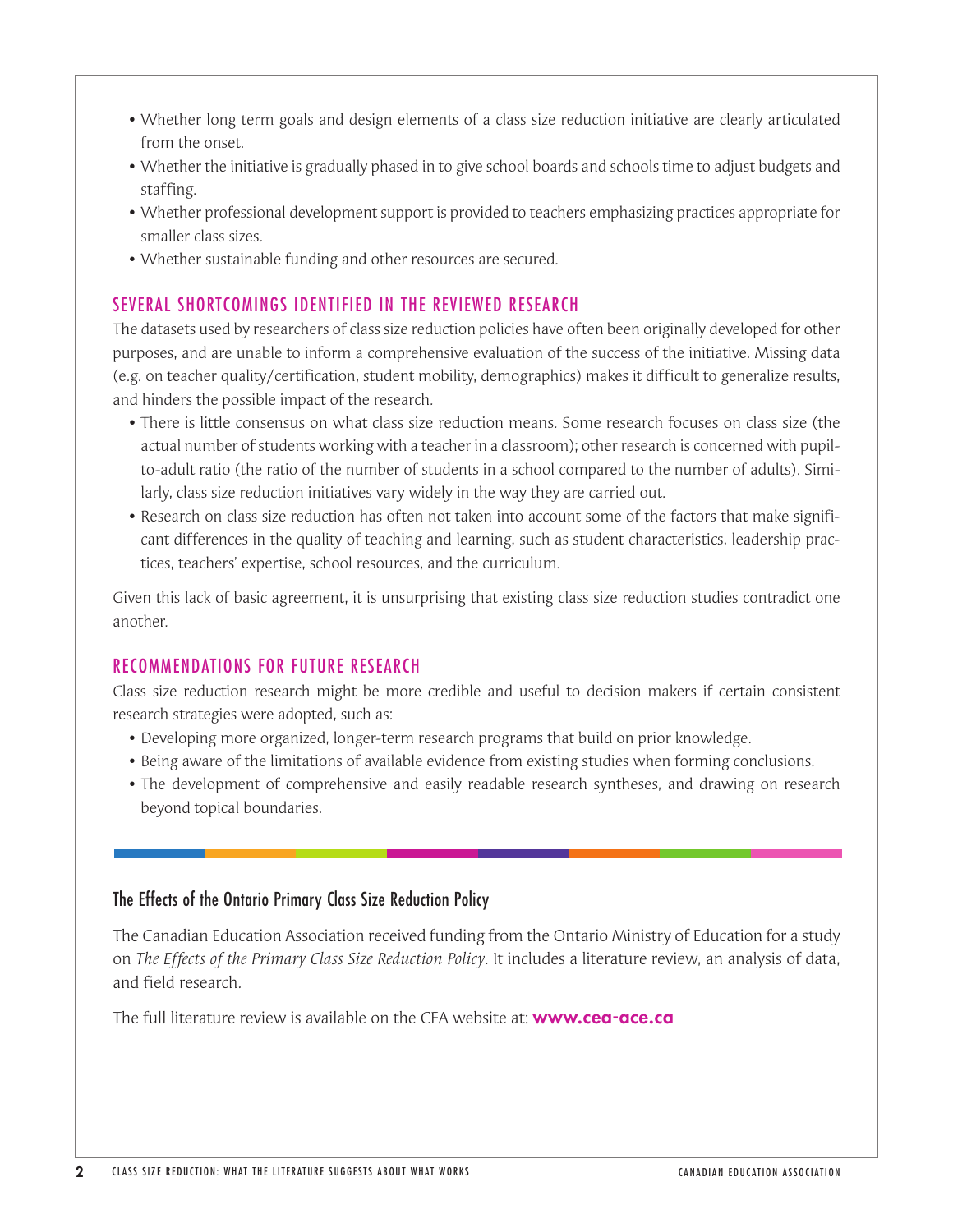- Whether long term goals and design elements of a class size reduction initiative are clearly articulated from the onset.
- Whether the initiative is gradually phased in to give school boards and schools time to adjust budgets and staffing.
- Whether professional development support is provided to teachers emphasizing practices appropriate for smaller class sizes.
- Whether sustainable funding and other resources are secured.

## SEVERAL SHORTCOMINGS IDENTIFIED IN THE REVIEWED RESEARCH

The datasets used by researchers of class size reduction policies have often been originally developed for other purposes, and are unable to inform a comprehensive evaluation of the success of the initiative. Missing data (e.g. on teacher quality/certification, student mobility, demographics) makes it difficult to generalize results, and hinders the possible impact of the research.

- There is little consensus on what class size reduction means. Some research focuses on class size (the actual number of students working with a teacher in a classroom); other research is concerned with pupil-to-adult ratio (the ratio of the number of students in a school compared to the number of adults). Similarly, class size reduction initiatives vary widely in the way they are carried out.
- Research on class size reduction has often not taken into account some of the factors that make significant differences in the quality of teaching and learning, such as student characteristics, leadership practices, teachers' expertise, school resources, and the curriculum.

Given this lack of basic agreement, it is unsurprising that existing class size reduction studies contradict one another.

## RECOMMENDATIONS FOR FUTURE RESEARCH

Class size reduction research might be more credible and useful to decision makers if certain consistent research strategies were adopted, such as:

- Developing more organized, longer-term research programs that build on prior knowledge.
- Being aware of the limitations of available evidence from existing studies when forming conclusions.
- The development of comprehensive and easily readable research syntheses, and drawing on research beyond topical boundaries.

### The Effects of the Ontario Primary Class Size Reduction Policy

The Canadian Education Association received funding from the Ontario Ministry of Education for a study on *The Effects of the Primary Class Size Reduction Policy*. It includes a literature review, an analysis of data, and field research.

The full literature review is available on the CEA website at: **www.cea-ace.ca**